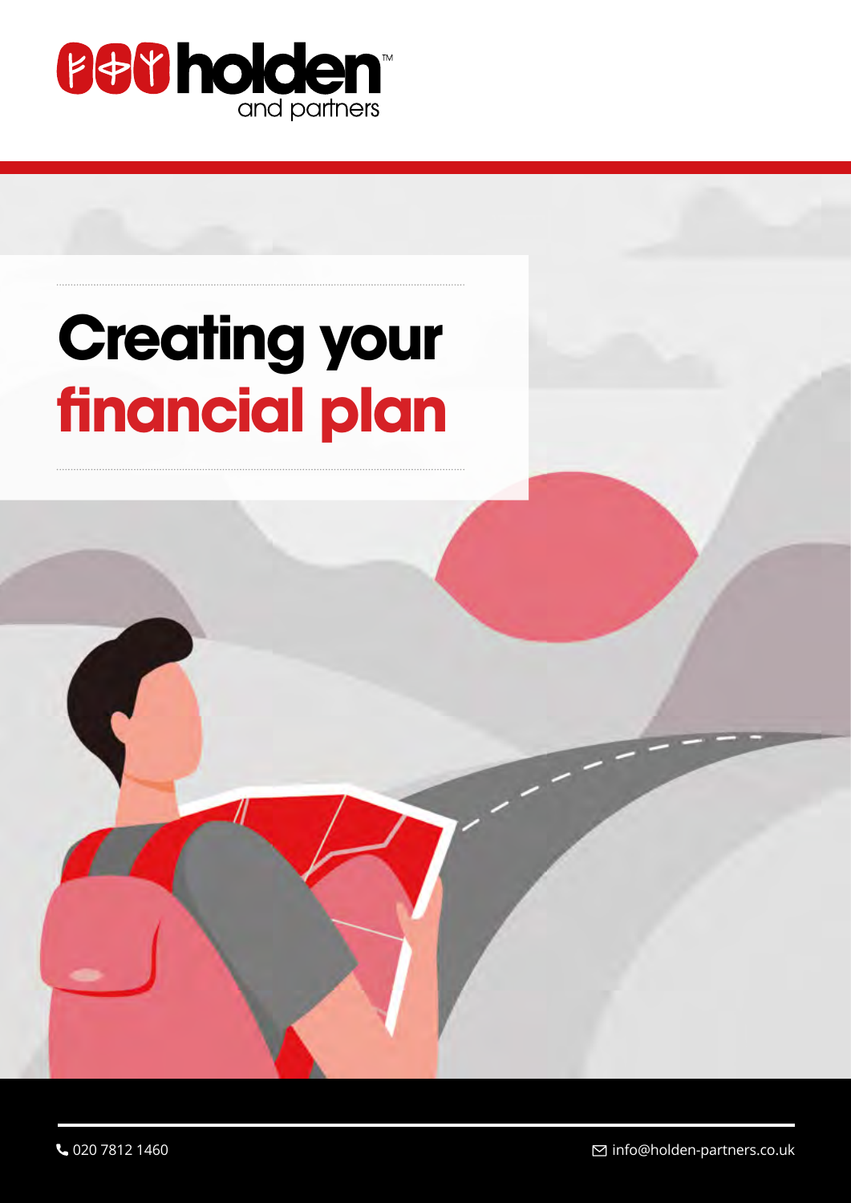holden and partners

# Creating your financial plan

020 7812 1460

info@holden-partners.co.uk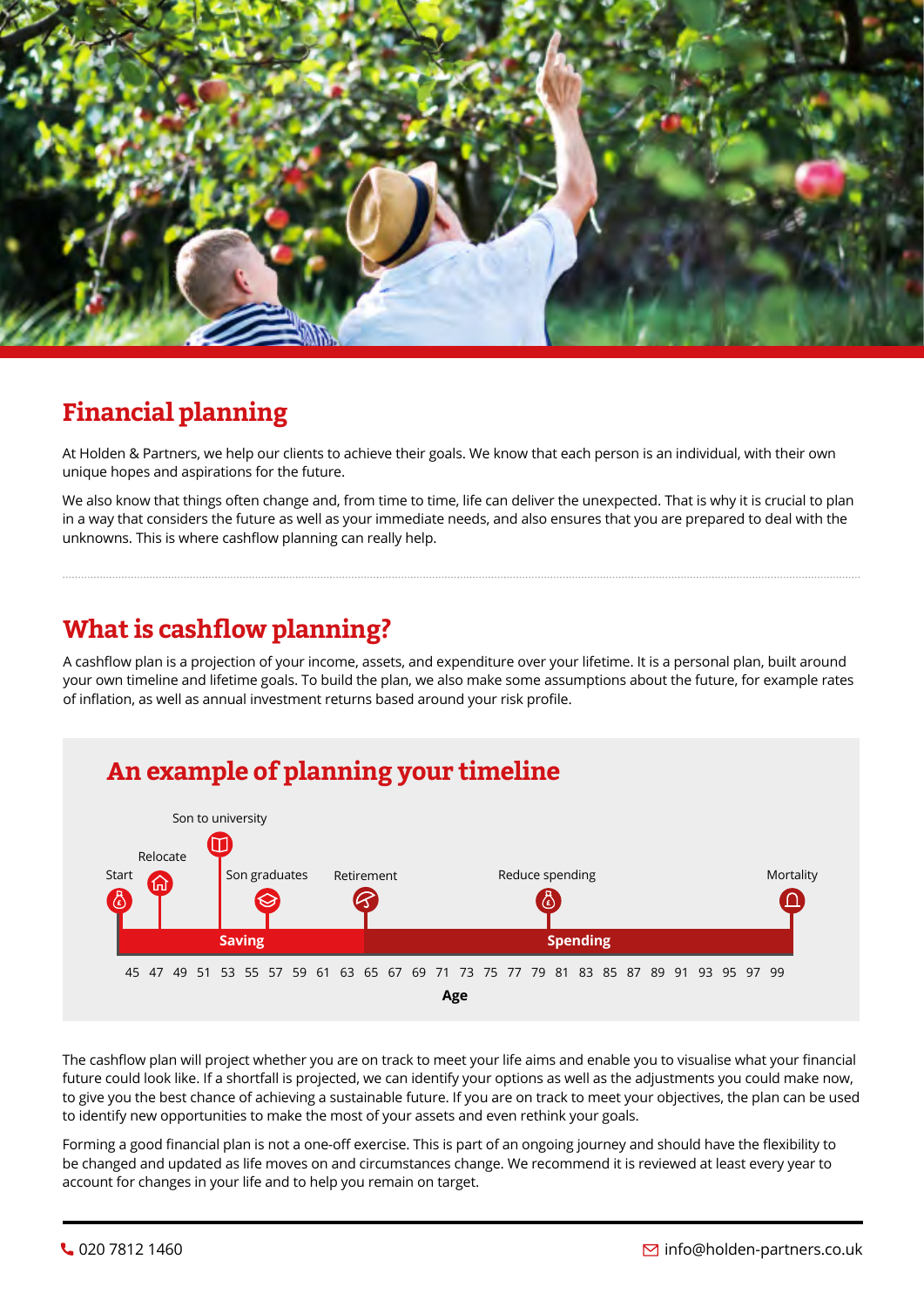## Financial planning

At Holden & Partners, we help our clients to achieve their goals. We know that each person is an individual, with their own unique hopes and aspirations for the future.

We also know that things often change and, from time to time, life can deliver the unexpected. That is why it is crucial to plan in a way that considers the future as well as your immediate needs, and also ensures that you are prepared to deal with the unknowns. This is where cashflow planning can really help.

## What is cashflow planning?

A cashflow plan is a projection of your income, assets, and expenditure over your lifetime. It is a personal plan, built around your own timeline and lifetime goals. To build the plan, we also make some assumptions about the future, for example rates of inflation, as well as annual investment returns based around your risk profile.

### An example of planning your timeline

Start · Relocate · Son to university · Son graduates · Retirement · Reduce spending · Mortality

Saving · Spending

45 47 49 51 53 55 57 59 61 63 65 67 69 71 73 75 77 79 81 83 85 87 89 91 93 95 97 99

**Age**

The cashflow plan will project whether you are on track to meet your life aims and enable you to visualise what your financial future could look like. If a shortfall is projected, we can identify your options as well as the adjustments you could make now, to give you the best chance of achieving a sustainable future. If you are on track to meet your objectives, the plan can be used to identify new opportunities to make the most of your assets and even rethink your goals.

Forming a good financial plan is not a one-off exercise. This is part of an ongoing journey and should have the flexibility to be changed and updated as life moves on and circumstances change. We recommend it is reviewed at least every year to account for changes in your life and to help you remain on target.

020 7812 1460 info@holden-partners.co.uk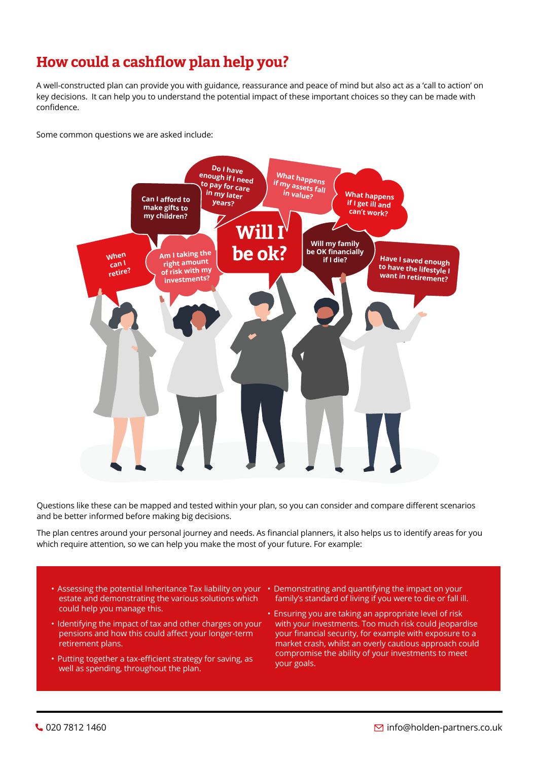# How could a cashflow plan help you?

A well-constructed plan can provide you with guidance, reassurance and peace of mind but also act as a 'call to action' on key decisions. It can help you to understand the potential impact of these important choices so they can be made with confidence.

Some common questions we are asked include:

- When can I retire?
- Am I taking the right amount of risk with my investments?
- Can I afford to make gifts to my children?
- Do I have enough if I need to pay for care in my later years?
- Will I be ok?
- What happens if my assets fall in value?
- Will my family be OK financially if I die?
- What happens if I get ill and can't work?
- Have I saved enough to have the lifestyle I want in retirement?

Questions like these can be mapped and tested within your plan, so you can consider and compare different scenarios and be better informed before making big decisions.

The plan centres around your personal journey and needs. As financial planners, it also helps us to identify areas for you which require attention, so we can help you make the most of your future. For example:

- Assessing the potential Inheritance Tax liability on your estate and demonstrating the various solutions which could help you manage this.
- Identifying the impact of tax and other charges on your pensions and how this could affect your longer-term retirement plans.
- Putting together a tax-efficient strategy for saving, as well as spending, throughout the plan.
- Demonstrating and quantifying the impact on your family's standard of living if you were to die or fall ill.
- Ensuring you are taking an appropriate level of risk with your investments. Too much risk could jeopardise your financial security, for example with exposure to a market crash, whilst an overly cautious approach could compromise the ability of your investments to meet your goals.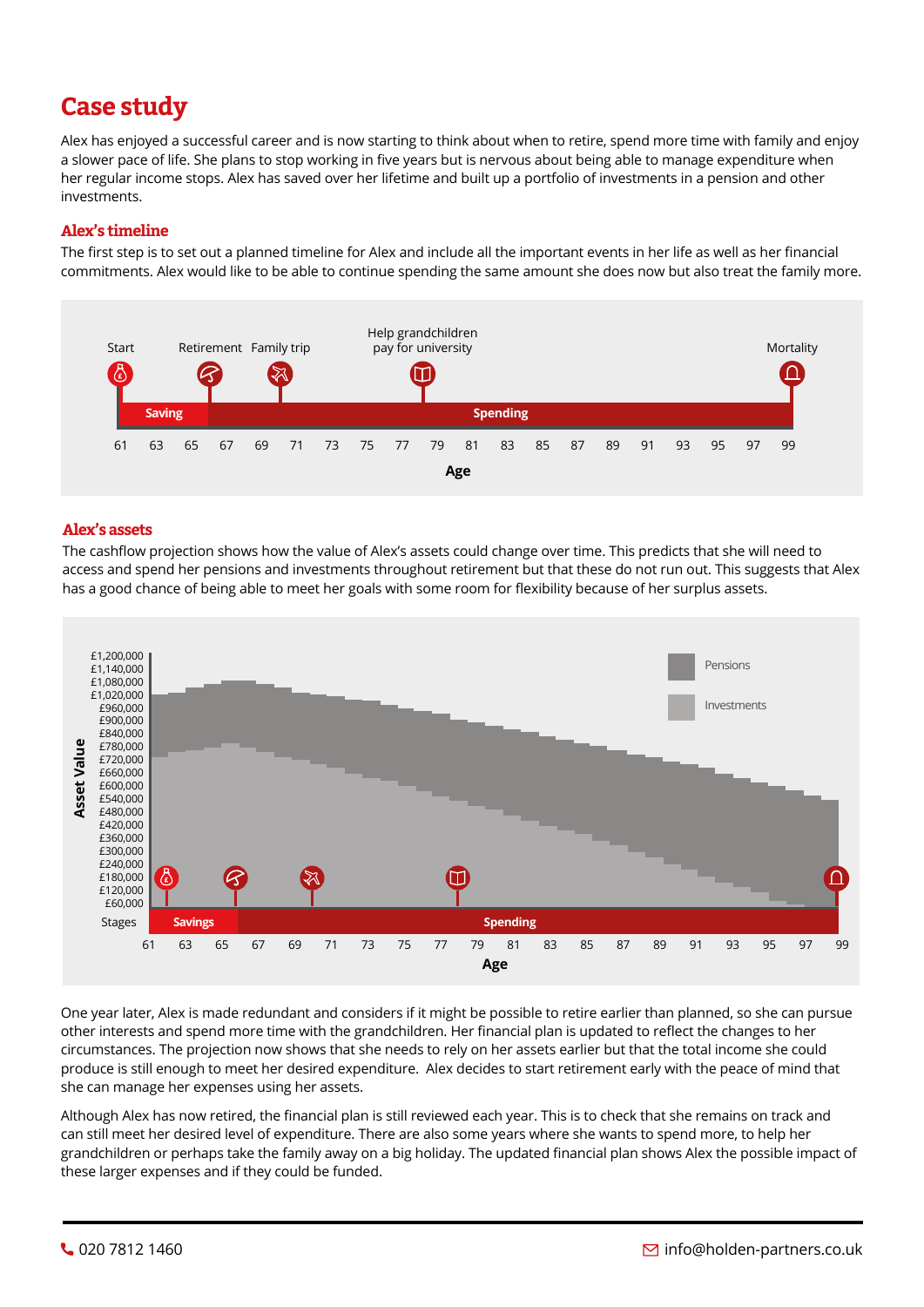# Case study

Alex has enjoyed a successful career and is now starting to think about when to retire, spend more time with family and enjoy a slower pace of life. She plans to stop working in five years but is nervous about being able to manage expenditure when her regular income stops. Alex has saved over her lifetime and built up a portfolio of investments in a pension and other investments.

### Alex's timeline

The first step is to set out a planned timeline for Alex and include all the important events in her life as well as her financial commitments. Alex would like to be able to continue spending the same amount she does now but also treat the family more.

### Alex's assets

The cashflow projection shows how the value of Alex's assets could change over time. This predicts that she will need to access and spend her pensions and investments throughout retirement but that these do not run out. This suggests that Alex has a good chance of being able to meet her goals with some room for flexibility because of her surplus assets.

One year later, Alex is made redundant and considers if it might be possible to retire earlier than planned, so she can pursue other interests and spend more time with the grandchildren. Her financial plan is updated to reflect the changes to her circumstances. The projection now shows that she needs to rely on her assets earlier but that the total income she could produce is still enough to meet her desired expenditure. Alex decides to start retirement early with the peace of mind that she can manage her expenses using her assets.

Although Alex has now retired, the financial plan is still reviewed each year. This is to check that she remains on track and can still meet her desired level of expenditure. There are also some years where she wants to spend more, to help her grandchildren or perhaps take the family away on a big holiday. The updated financial plan shows Alex the possible impact of these larger expenses and if they could be funded.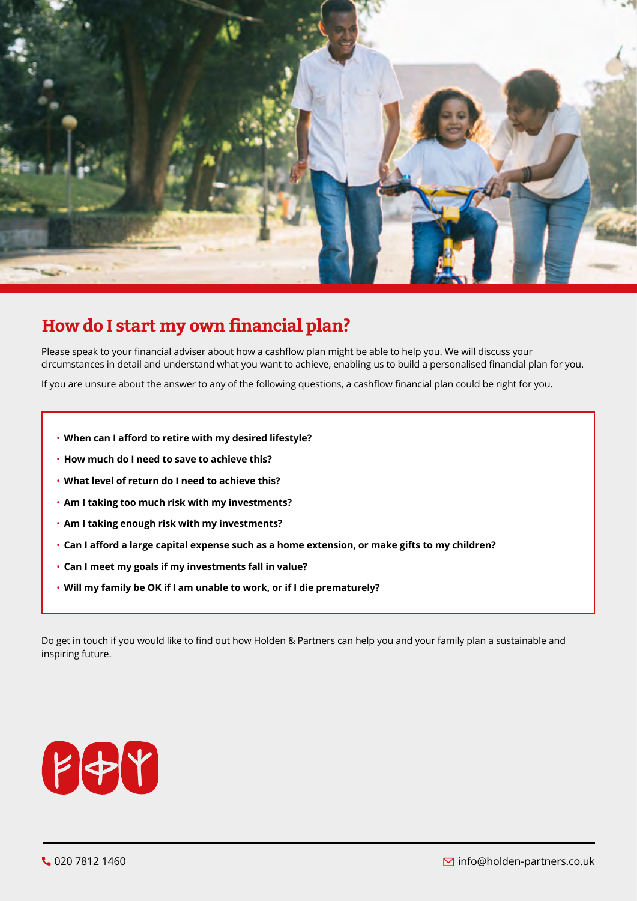## How do I start my own financial plan?

Please speak to your financial adviser about how a cashflow plan might be able to help you. We will discuss your circumstances in detail and understand what you want to achieve, enabling us to build a personalised financial plan for you.

If you are unsure about the answer to any of the following questions, a cashflow financial plan could be right for you.

- **When can I afford to retire with my desired lifestyle?**
- **How much do I need to save to achieve this?**
- **What level of return do I need to achieve this?**
- **Am I taking too much risk with my investments?**
- **Am I taking enough risk with my investments?**
- **Can I afford a large capital expense such as a home extension, or make gifts to my children?**
- **Can I meet my goals if my investments fall in value?**
- **Will my family be OK if I am unable to work, or if I die prematurely?**

Do get in touch if you would like to find out how Holden & Partners can help you and your family plan a sustainable and inspiring future.

020 7812 1460

info@holden-partners.co.uk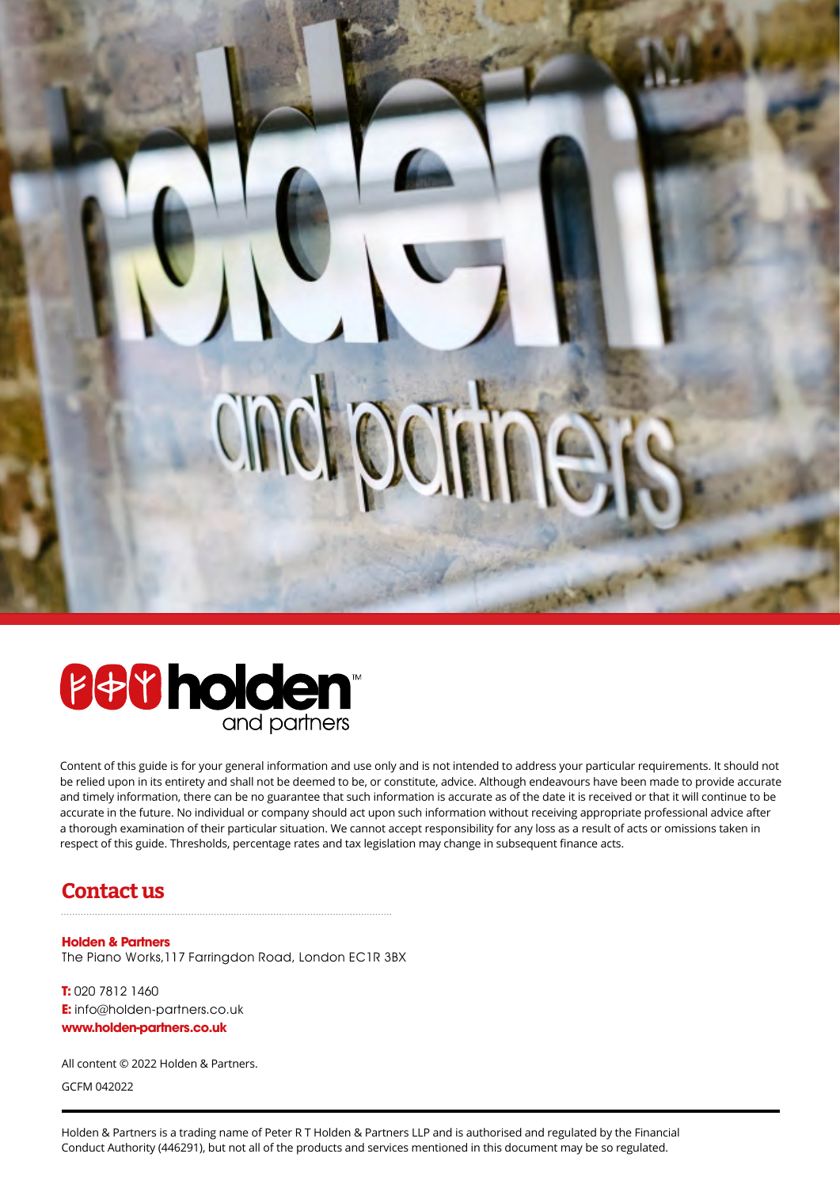Content of this guide is for your general information and use only and is not intended to address your particular requirements. It should not be relied upon in its entirety and shall not be deemed to be, or constitute, advice. Although endeavours have been made to provide accurate and timely information, there can be no guarantee that such information is accurate as of the date it is received or that it will continue to be accurate in the future. No individual or company should act upon such information without receiving appropriate professional advice after a thorough examination of their particular situation. We cannot accept responsibility for any loss as a result of acts or omissions taken in respect of this guide. Thresholds, percentage rates and tax legislation may change in subsequent finance acts.

## Contact us

**Holden & Partners**
The Piano Works,117 Farringdon Road, London EC1R 3BX

**T:** 020 7812 1460
**E:** info@holden-partners.co.uk
**www.holden-partners.co.uk**

All content © 2022 Holden & Partners.

GCFM 042022

Holden & Partners is a trading name of Peter R T Holden & Partners LLP and is authorised and regulated by the Financial Conduct Authority (446291), but not all of the products and services mentioned in this document may be so regulated.